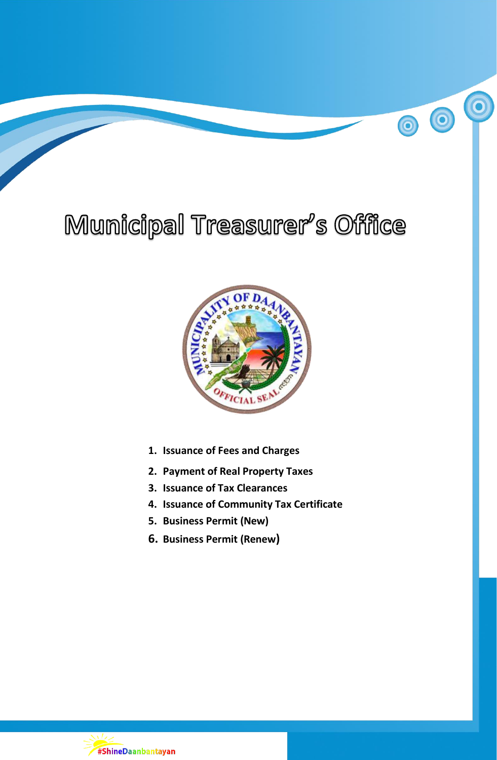# Municipal Treasurer's Office

1. **Issuance of Fees and Charges**
2. **Payment of Real Property Taxes**
3. **Issuance of Tax Clearances**
4. **Issuance of Community Tax Certificate**
5. **Business Permit (New)**
6. **Business Permit (Renew)**

#ShineDaanbantayan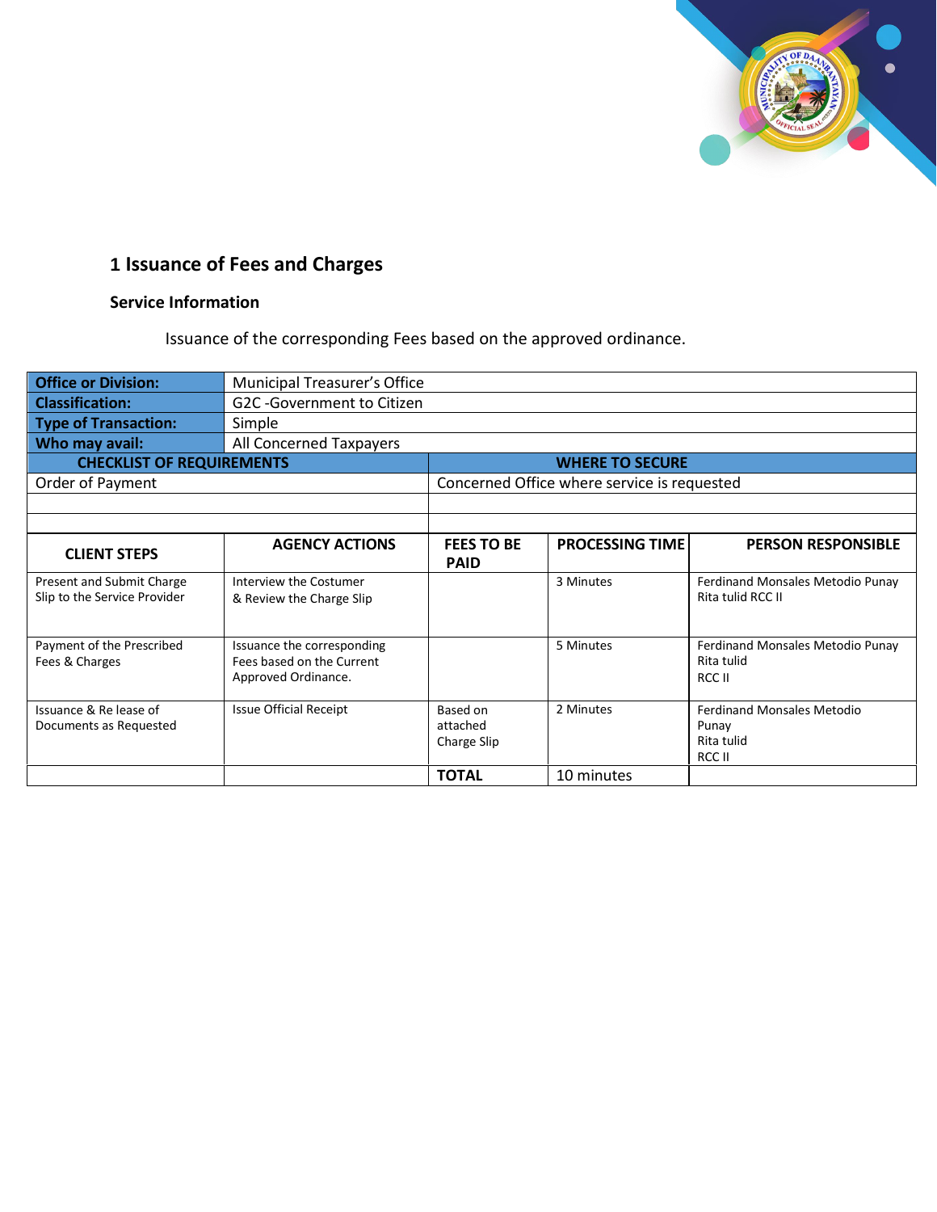## 1 Issuance of Fees and Charges

### Service Information

Issuance of the corresponding Fees based on the approved ordinance.

| **Office or Division:** | Municipal Treasurer's Office |
|---|---|
| **Classification:** | G2C -Government to Citizen |
| **Type of Transaction:** | Simple |
| **Who may avail:** | All Concerned Taxpayers |

| CHECKLIST OF REQUIREMENTS | WHERE TO SECURE |
|---|---|
| Order of Payment | Concerned Office where service is requested |
| | |
| | |

| CLIENT STEPS | AGENCY ACTIONS | FEES TO BE PAID | PROCESSING TIME | PERSON RESPONSIBLE |
|---|---|---|---|---|
| Present and Submit Charge Slip to the Service Provider | Interview the Costumer & Review the Charge Slip | | 3 Minutes | Ferdinand Monsales Metodio Punay Rita tulid RCC II |
| Payment of the Prescribed Fees & Charges | Issuance the corresponding Fees based on the Current Approved Ordinance. | | 5 Minutes | Ferdinand Monsales Metodio Punay Rita tulid RCC II |
| Issuance & Re lease of Documents as Requested | Issue Official Receipt | Based on attached Charge Slip | 2 Minutes | Ferdinand Monsales Metodio Punay Rita tulid RCC II |
| | | **TOTAL** | 10 minutes | |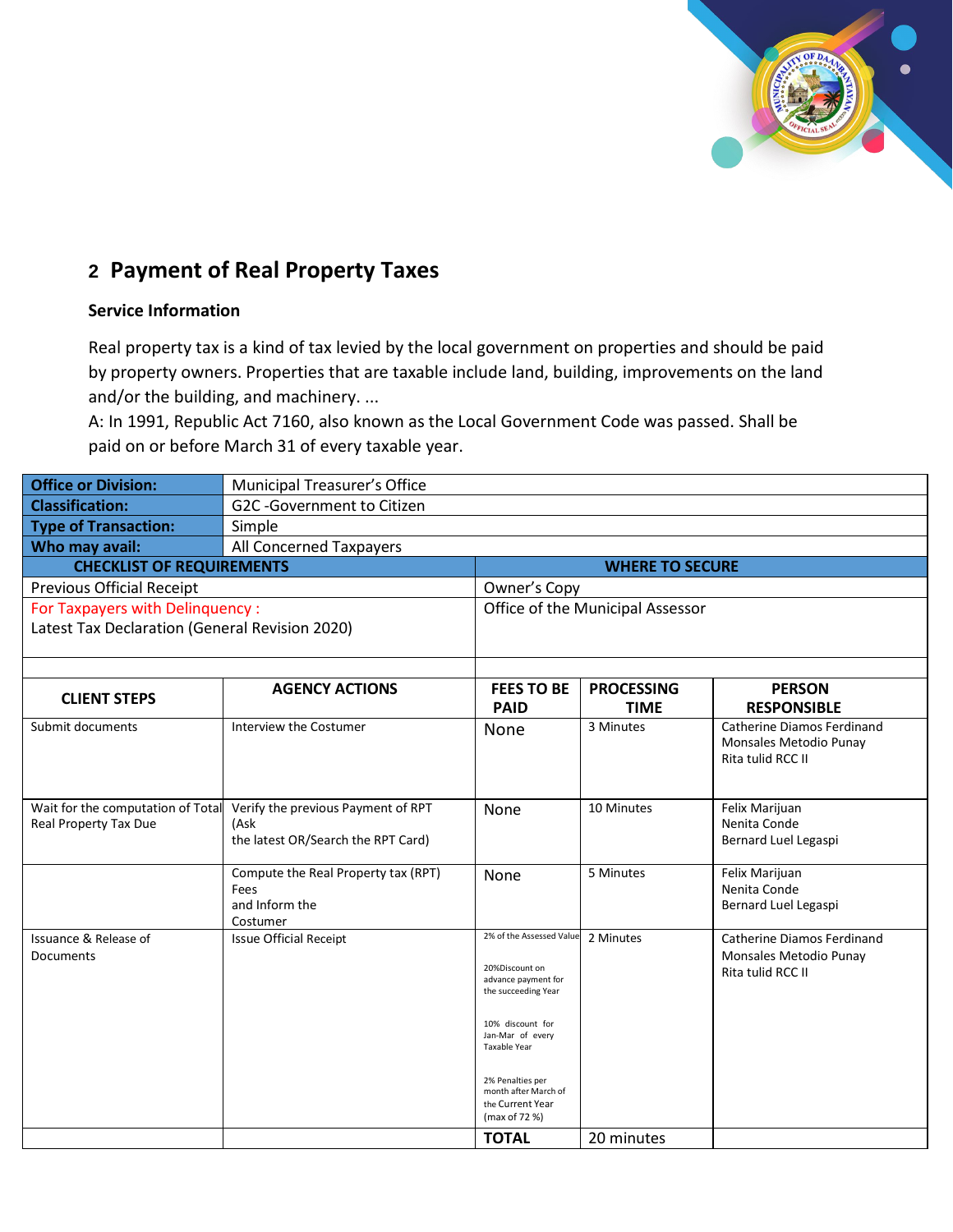## 2 Payment of Real Property Taxes

### Service Information

Real property tax is a kind of tax levied by the local government on properties and should be paid by property owners. Properties that are taxable include land, building, improvements on the land and/or the building, and machinery. ...
A: In 1991, Republic Act 7160, also known as the Local Government Code was passed. Shall be paid on or before March 31 of every taxable year.

| **Office or Division:** | Municipal Treasurer's Office |
|---|---|
| **Classification:** | G2C -Government to Citizen |
| **Type of Transaction:** | Simple |
| **Who may avail:** | All Concerned Taxpayers |

| **CHECKLIST OF REQUIREMENTS** | **WHERE TO SECURE** |
|---|---|
| Previous Official Receipt | Owner's Copy |
| For Taxpayers with Delinquency :<br>Latest Tax Declaration (General Revision 2020) | Office of the Municipal Assessor |
| | |

| **CLIENT STEPS** | **AGENCY ACTIONS** | **FEES TO BE PAID** | **PROCESSING TIME** | **PERSON RESPONSIBLE** |
|---|---|---|---|---|
| Submit documents | Interview the Costumer | None | 3 Minutes | Catherine Diamos Ferdinand<br>Monsales Metodio Punay<br>Rita tulid RCC II |
| Wait for the computation of Total Real Property Tax Due | Verify the previous Payment of RPT (Ask the latest OR/Search the RPT Card) | None | 10 Minutes | Felix Marijuan<br>Nenita Conde<br>Bernard Luel Legaspi |
| | Compute the Real Property tax (RPT) Fees and Inform the Costumer | None | 5 Minutes | Felix Marijuan<br>Nenita Conde<br>Bernard Luel Legaspi |
| Issuance & Release of Documents | Issue Official Receipt | 2% of the Assessed Value<br><br>20%Discount on advance payment for the succeeding Year<br><br>10% discount for Jan-Mar of every Taxable Year<br><br>2% Penalties per month after March of the Current Year (max of 72 %) | 2 Minutes | Catherine Diamos Ferdinand<br>Monsales Metodio Punay<br>Rita tulid RCC II |
| | | **TOTAL** | 20 minutes | |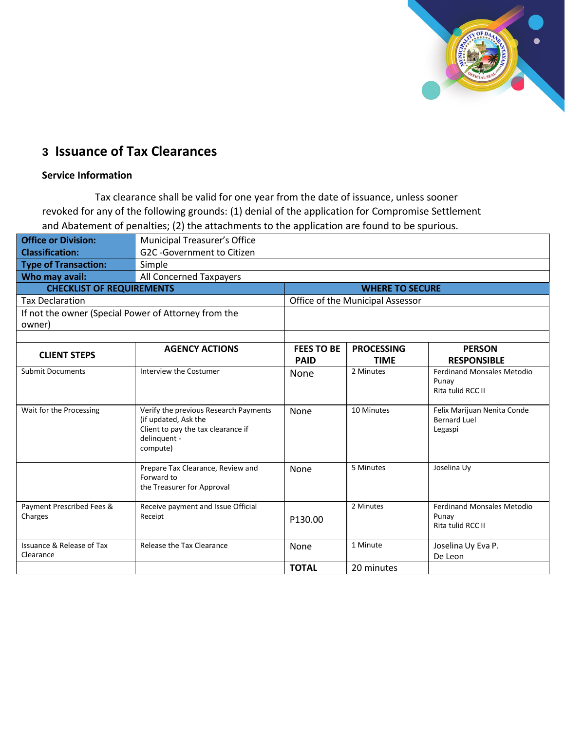## 3 Issuance of Tax Clearances

### Service Information

Tax clearance shall be valid for one year from the date of issuance, unless sooner revoked for any of the following grounds: (1) denial of the application for Compromise Settlement and Abatement of penalties; (2) the attachments to the application are found to be spurious.

| **Office or Division:** | Municipal Treasurer's Office |
|---|---|
| **Classification:** | G2C -Government to Citizen |
| **Type of Transaction:** | Simple |
| **Who may avail:** | All Concerned Taxpayers |

| **CHECKLIST OF REQUIREMENTS** | **WHERE TO SECURE** |
|---|---|
| Tax Declaration | Office of the Municipal Assessor |
| If not the owner (Special Power of Attorney from the owner) | |

| **CLIENT STEPS** | **AGENCY ACTIONS** | **FEES TO BE PAID** | **PROCESSING TIME** | **PERSON RESPONSIBLE** |
|---|---|---|---|---|
| Submit Documents | Interview the Costumer | None | 2 Minutes | Ferdinand Monsales Metodio Punay<br>Rita tulid RCC II |
| Wait for the Processing | Verify the previous Research Payments (if updated, Ask the Client to pay the tax clearance if delinquent - compute) | None | 10 Minutes | Felix Marijuan Nenita Conde Bernard Luel<br>Legaspi |
| | Prepare Tax Clearance, Review and Forward to the Treasurer for Approval | None | 5 Minutes | Joselina Uy |
| Payment Prescribed Fees & Charges | Receive payment and Issue Official Receipt | P130.00 | 2 Minutes | Ferdinand Monsales Metodio Punay<br>Rita tulid RCC II |
| Issuance & Release of Tax Clearance | Release the Tax Clearance | None | 1 Minute | Joselina Uy Eva P. De Leon |
| | | **TOTAL** | 20 minutes | |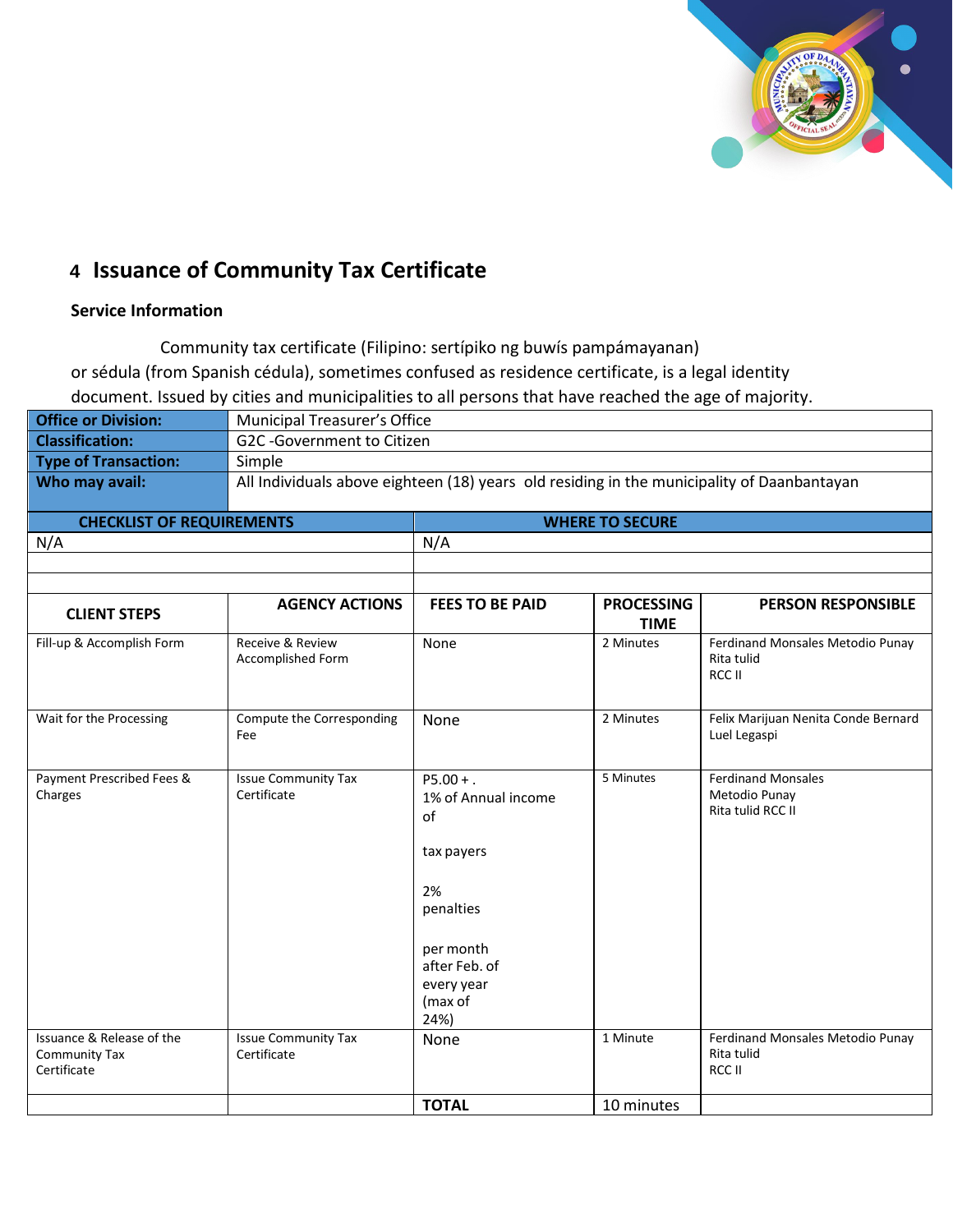## 4 Issuance of Community Tax Certificate

**Service Information**

Community tax certificate (Filipino: sertípiko ng buwís pampámayanan) or sédula (from Spanish cédula), sometimes confused as residence certificate, is a legal identity document. Issued by cities and municipalities to all persons that have reached the age of majority.

| | |
|---|---|
| **Office or Division:** | Municipal Treasurer's Office |
| **Classification:** | G2C -Government to Citizen |
| **Type of Transaction:** | Simple |
| **Who may avail:** | All Individuals above eighteen (18) years old residing in the municipality of Daanbantayan |

| CHECKLIST OF REQUIREMENTS | WHERE TO SECURE |
|---|---|
| N/A | N/A |
| | |
| | |

| CLIENT STEPS | AGENCY ACTIONS | FEES TO BE PAID | PROCESSING TIME | PERSON RESPONSIBLE |
|---|---|---|---|---|
| Fill-up & Accomplish Form | Receive & Review Accomplished Form | None | 2 Minutes | Ferdinand Monsales Metodio Punay Rita tulid RCC II |
| Wait for the Processing | Compute the Corresponding Fee | None | 2 Minutes | Felix Marijuan Nenita Conde Bernard Luel Legaspi |
| Payment Prescribed Fees & Charges | Issue Community Tax Certificate | P5.00 + . 1% of Annual income of tax payers 2% penalties per month after Feb. of every year (max of 24%) | 5 Minutes | Ferdinand Monsales Metodio Punay Rita tulid RCC II |
| Issuance & Release of the Community Tax Certificate | Issue Community Tax Certificate | None | 1 Minute | Ferdinand Monsales Metodio Punay Rita tulid RCC II |
| | | **TOTAL** | 10 minutes | |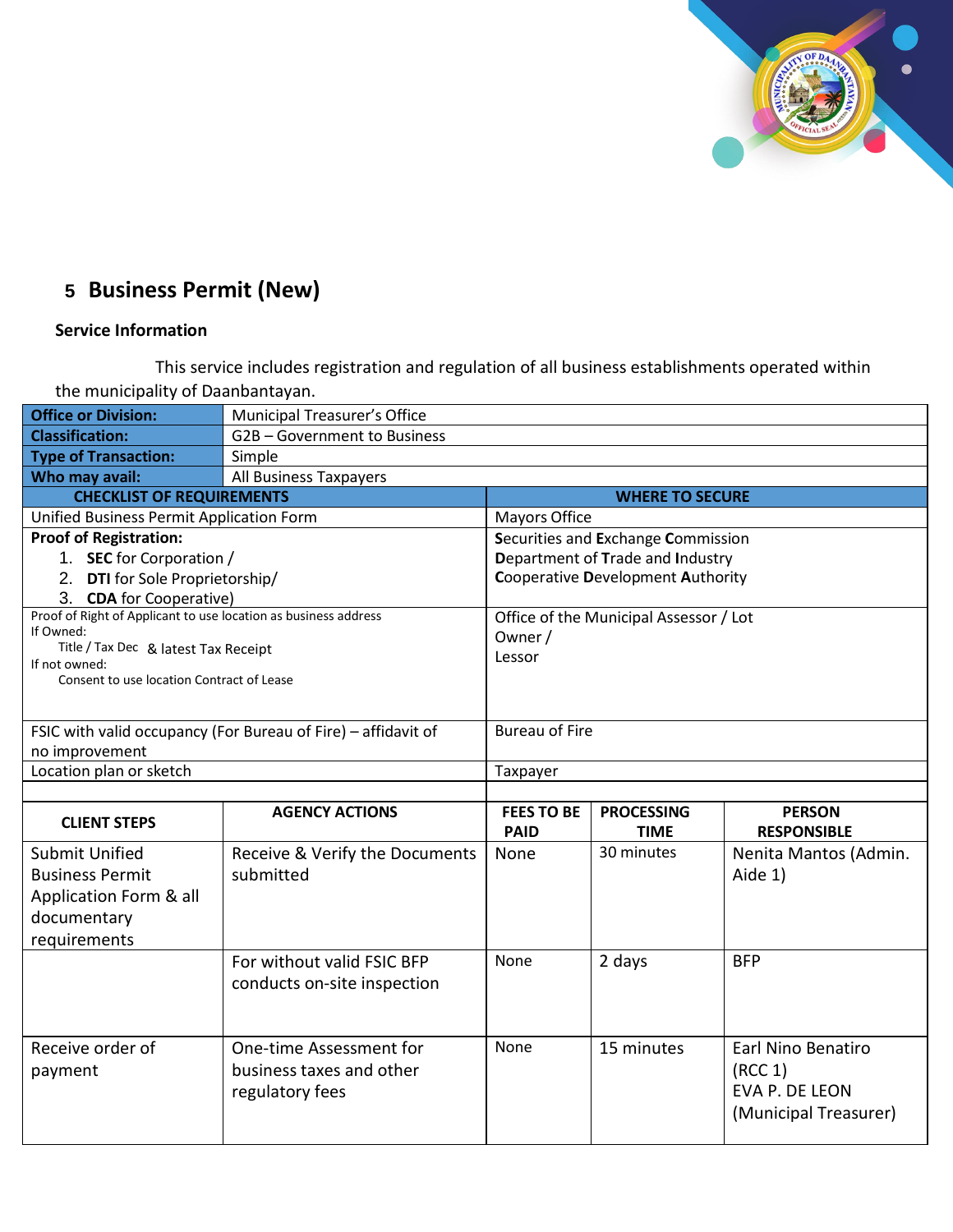## 5 Business Permit (New)

**Service Information**

This service includes registration and regulation of all business establishments operated within the municipality of Daanbantayan.

| **Office or Division:** | Municipal Treasurer's Office |
|---|---|
| **Classification:** | G2B – Government to Business |
| **Type of Transaction:** | Simple |
| **Who may avail:** | All Business Taxpayers |

| **CHECKLIST OF REQUIREMENTS** | **WHERE TO SECURE** |
|---|---|
| Unified Business Permit Application Form | Mayors Office |
| **Proof of Registration:**<br>1. **SEC** for Corporation /<br>2. **DTI** for Sole Proprietorship/<br>3. **CDA** for Cooperative) | **S**ecurities and **E**xchange **C**ommission<br>**D**epartment of **T**rade and **I**ndustry<br>**C**ooperative **D**evelopment **A**uthority |
| Proof of Right of Applicant to use location as business address<br>If Owned:<br>Title / Tax Dec & latest Tax Receipt<br>If not owned:<br>Consent to use location Contract of Lease | Office of the Municipal Assessor / Lot Owner /<br>Lessor |
| FSIC with valid occupancy (For Bureau of Fire) – affidavit of no improvement | Bureau of Fire |
| Location plan or sketch | Taxpayer |

| **CLIENT STEPS** | **AGENCY ACTIONS** | **FEES TO BE PAID** | **PROCESSING TIME** | **PERSON RESPONSIBLE** |
|---|---|---|---|---|
| Submit Unified Business Permit Application Form & all documentary requirements | Receive & Verify the Documents submitted | None | 30 minutes | Nenita Mantos (Admin. Aide 1) |
| | For without valid FSIC BFP conducts on-site inspection | None | 2 days | BFP |
| Receive order of payment | One-time Assessment for business taxes and other regulatory fees | None | 15 minutes | Earl Nino Benatiro (RCC 1)<br>EVA P. DE LEON (Municipal Treasurer) |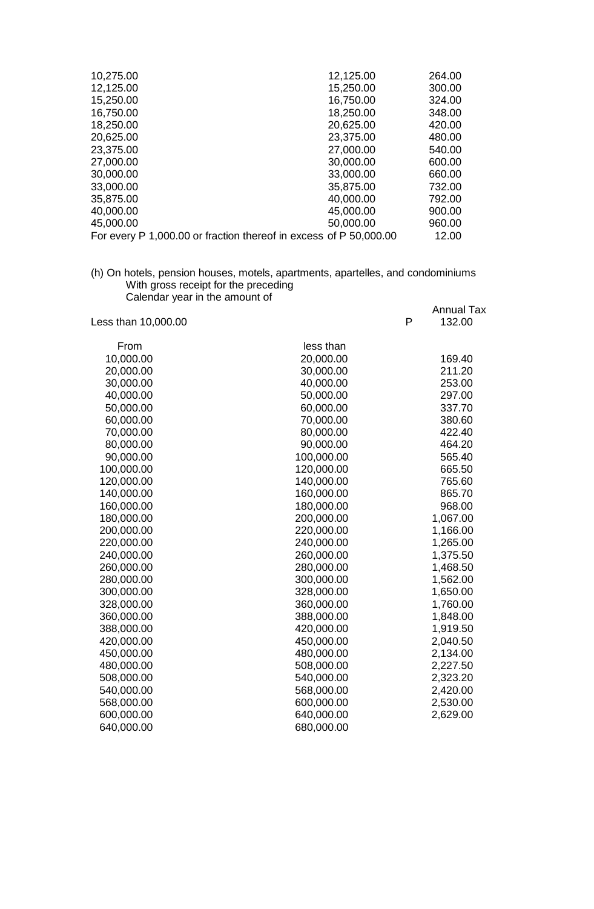| | | |
|---|---|---|
| 10,275.00 | 12,125.00 | 264.00 |
| 12,125.00 | 15,250.00 | 300.00 |
| 15,250.00 | 16,750.00 | 324.00 |
| 16,750.00 | 18,250.00 | 348.00 |
| 18,250.00 | 20,625.00 | 420.00 |
| 20,625.00 | 23,375.00 | 480.00 |
| 23,375.00 | 27,000.00 | 540.00 |
| 27,000.00 | 30,000.00 | 600.00 |
| 30,000.00 | 33,000.00 | 660.00 |
| 33,000.00 | 35,875.00 | 732.00 |
| 35,875.00 | 40,000.00 | 792.00 |
| 40,000.00 | 45,000.00 | 900.00 |
| 45,000.00 | 50,000.00 | 960.00 |
| For every P 1,000.00 or fraction thereof in excess of P 50,000.00 | | 12.00 |

(h) On hotels, pension houses, motels, apartments, apartelles, and condominiums
With gross receipt for the preceding
Calendar year in the amount of

| | | Annual Tax |
|---|---|---|
| Less than 10,000.00 | | P 132.00 |
| From | less than | |
| 10,000.00 | 20,000.00 | 169.40 |
| 20,000.00 | 30,000.00 | 211.20 |
| 30,000.00 | 40,000.00 | 253.00 |
| 40,000.00 | 50,000.00 | 297.00 |
| 50,000.00 | 60,000.00 | 337.70 |
| 60,000.00 | 70,000.00 | 380.60 |
| 70,000.00 | 80,000.00 | 422.40 |
| 80,000.00 | 90,000.00 | 464.20 |
| 90,000.00 | 100,000.00 | 565.40 |
| 100,000.00 | 120,000.00 | 665.50 |
| 120,000.00 | 140,000.00 | 765.60 |
| 140,000.00 | 160,000.00 | 865.70 |
| 160,000.00 | 180,000.00 | 968.00 |
| 180,000.00 | 200,000.00 | 1,067.00 |
| 200,000.00 | 220,000.00 | 1,166.00 |
| 220,000.00 | 240,000.00 | 1,265.00 |
| 240,000.00 | 260,000.00 | 1,375.50 |
| 260,000.00 | 280,000.00 | 1,468.50 |
| 280,000.00 | 300,000.00 | 1,562.00 |
| 300,000.00 | 328,000.00 | 1,650.00 |
| 328,000.00 | 360,000.00 | 1,760.00 |
| 360,000.00 | 388,000.00 | 1,848.00 |
| 388,000.00 | 420,000.00 | 1,919.50 |
| 420,000.00 | 450,000.00 | 2,040.50 |
| 450,000.00 | 480,000.00 | 2,134.00 |
| 480,000.00 | 508,000.00 | 2,227.50 |
| 508,000.00 | 540,000.00 | 2,323.20 |
| 540,000.00 | 568,000.00 | 2,420.00 |
| 568,000.00 | 600,000.00 | 2,530.00 |
| 600,000.00 | 640,000.00 | 2,629.00 |
| 640,000.00 | 680,000.00 | |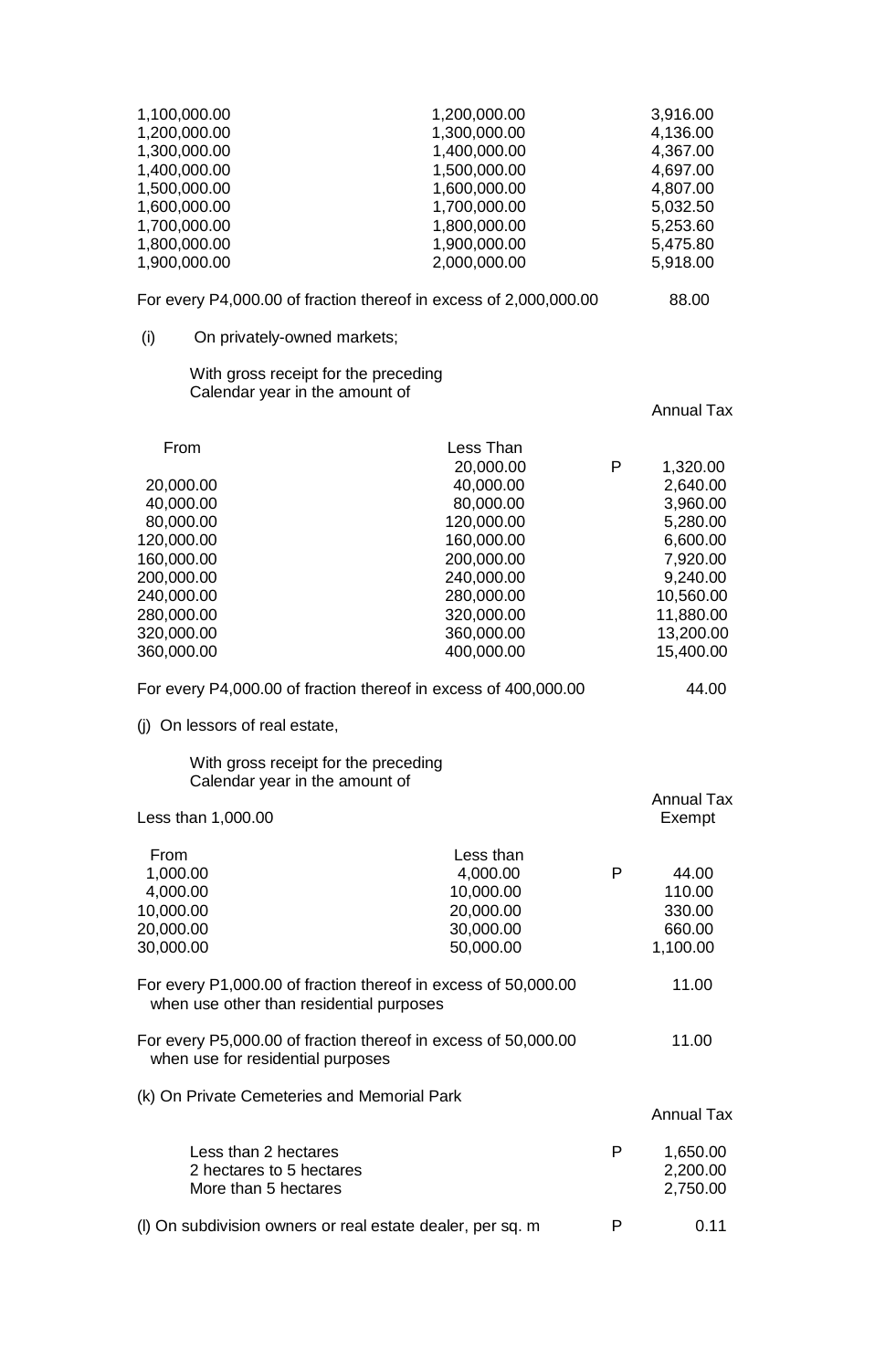| | | |
|---|---|---|
| 1,100,000.00 | 1,200,000.00 | 3,916.00 |
| 1,200,000.00 | 1,300,000.00 | 4,136.00 |
| 1,300,000.00 | 1,400,000.00 | 4,367.00 |
| 1,400,000.00 | 1,500,000.00 | 4,697.00 |
| 1,500,000.00 | 1,600,000.00 | 4,807.00 |
| 1,600,000.00 | 1,700,000.00 | 5,032.50 |
| 1,700,000.00 | 1,800,000.00 | 5,253.60 |
| 1,800,000.00 | 1,900,000.00 | 5,475.80 |
| 1,900,000.00 | 2,000,000.00 | 5,918.00 |

For every P4,000.00 of fraction thereof in excess of 2,000,000.00 — 88.00

(i) On privately-owned markets;

With gross receipt for the preceding Calendar year in the amount of

| From | Less Than | Annual Tax |
|---|---|---|
| | 20,000.00 | P 1,320.00 |
| 20,000.00 | 40,000.00 | 2,640.00 |
| 40,000.00 | 80,000.00 | 3,960.00 |
| 80,000.00 | 120,000.00 | 5,280.00 |
| 120,000.00 | 160,000.00 | 6,600.00 |
| 160,000.00 | 200,000.00 | 7,920.00 |
| 200,000.00 | 240,000.00 | 9,240.00 |
| 240,000.00 | 280,000.00 | 10,560.00 |
| 280,000.00 | 320,000.00 | 11,880.00 |
| 320,000.00 | 360,000.00 | 13,200.00 |
| 360,000.00 | 400,000.00 | 15,400.00 |

For every P4,000.00 of fraction thereof in excess of 400,000.00 — 44.00

(j) On lessors of real estate,

With gross receipt for the preceding Calendar year in the amount of

| From | Less than | Annual Tax |
|---|---|---|
| Less than 1,000.00 | | Exempt |
| 1,000.00 | 4,000.00 | P 44.00 |
| 4,000.00 | 10,000.00 | 110.00 |
| 10,000.00 | 20,000.00 | 330.00 |
| 20,000.00 | 30,000.00 | 660.00 |
| 30,000.00 | 50,000.00 | 1,100.00 |

For every P1,000.00 of fraction thereof in excess of 50,000.00 when use other than residential purposes — 11.00

For every P5,000.00 of fraction thereof in excess of 50,000.00 when use for residential purposes — 11.00

(k) On Private Cemeteries and Memorial Park

| | Annual Tax |
|---|---|
| Less than 2 hectares | P 1,650.00 |
| 2 hectares to 5 hectares | 2,200.00 |
| More than 5 hectares | 2,750.00 |

(l) On subdivision owners or real estate dealer, per sq. m — P 0.11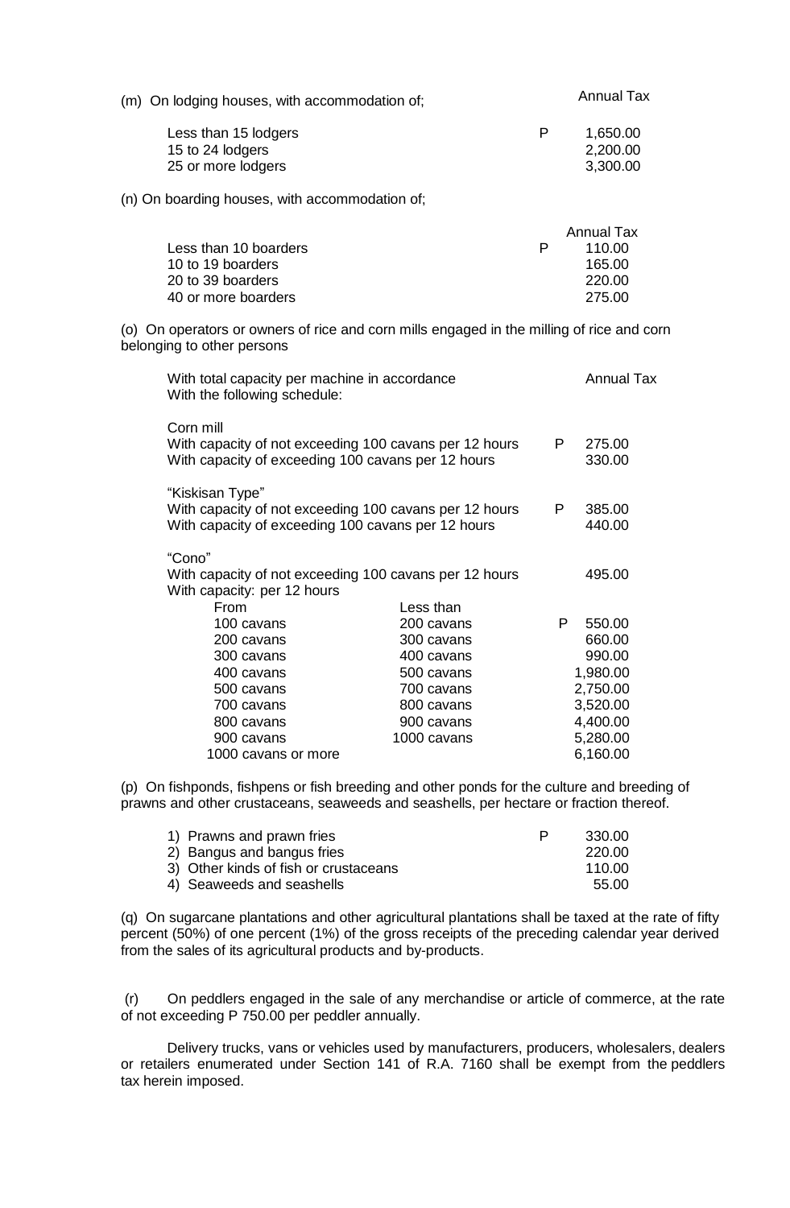(m) On lodging houses, with accommodation of;

| | | Annual Tax |
|---|---|---|
| Less than 15 lodgers | P | 1,650.00 |
| 15 to 24 lodgers | | 2,200.00 |
| 25 or more lodgers | | 3,300.00 |

(n) On boarding houses, with accommodation of;

| | | Annual Tax |
|---|---|---|
| Less than 10 boarders | P | 110.00 |
| 10 to 19 boarders | | 165.00 |
| 20 to 39 boarders | | 220.00 |
| 40 or more boarders | | 275.00 |

(o) On operators or owners of rice and corn mills engaged in the milling of rice and corn belonging to other persons

With total capacity per machine in accordance With the following schedule: — Annual Tax

Corn mill

| | | |
|---|---|---|
| With capacity of not exceeding 100 cavans per 12 hours | P | 275.00 |
| With capacity of exceeding 100 cavans per 12 hours | | 330.00 |

"Kiskisan Type"

| | | |
|---|---|---|
| With capacity of not exceeding 100 cavans per 12 hours | P | 385.00 |
| With capacity of exceeding 100 cavans per 12 hours | | 440.00 |

"Cono"

With capacity of not exceeding 100 cavans per 12 hours — 495.00

With capacity: per 12 hours

| From | Less than | | |
|---|---|---|---|
| 100 cavans | 200 cavans | P | 550.00 |
| 200 cavans | 300 cavans | | 660.00 |
| 300 cavans | 400 cavans | | 990.00 |
| 400 cavans | 500 cavans | | 1,980.00 |
| 500 cavans | 700 cavans | | 2,750.00 |
| 700 cavans | 800 cavans | | 3,520.00 |
| 800 cavans | 900 cavans | | 4,400.00 |
| 900 cavans | 1000 cavans | | 5,280.00 |
| 1000 cavans or more | | | 6,160.00 |

(p) On fishponds, fishpens or fish breeding and other ponds for the culture and breeding of prawns and other crustaceans, seaweeds and seashells, per hectare or fraction thereof.

| | | |
|---|---|---|
| 1) Prawns and prawn fries | P | 330.00 |
| 2) Bangus and bangus fries | | 220.00 |
| 3) Other kinds of fish or crustaceans | | 110.00 |
| 4) Seaweeds and seashells | | 55.00 |

(q) On sugarcane plantations and other agricultural plantations shall be taxed at the rate of fifty percent (50%) of one percent (1%) of the gross receipts of the preceding calendar year derived from the sales of its agricultural products and by-products.

(r) On peddlers engaged in the sale of any merchandise or article of commerce, at the rate of not exceeding P 750.00 per peddler annually.

Delivery trucks, vans or vehicles used by manufacturers, producers, wholesalers, dealers or retailers enumerated under Section 141 of R.A. 7160 shall be exempt from the peddlers tax herein imposed.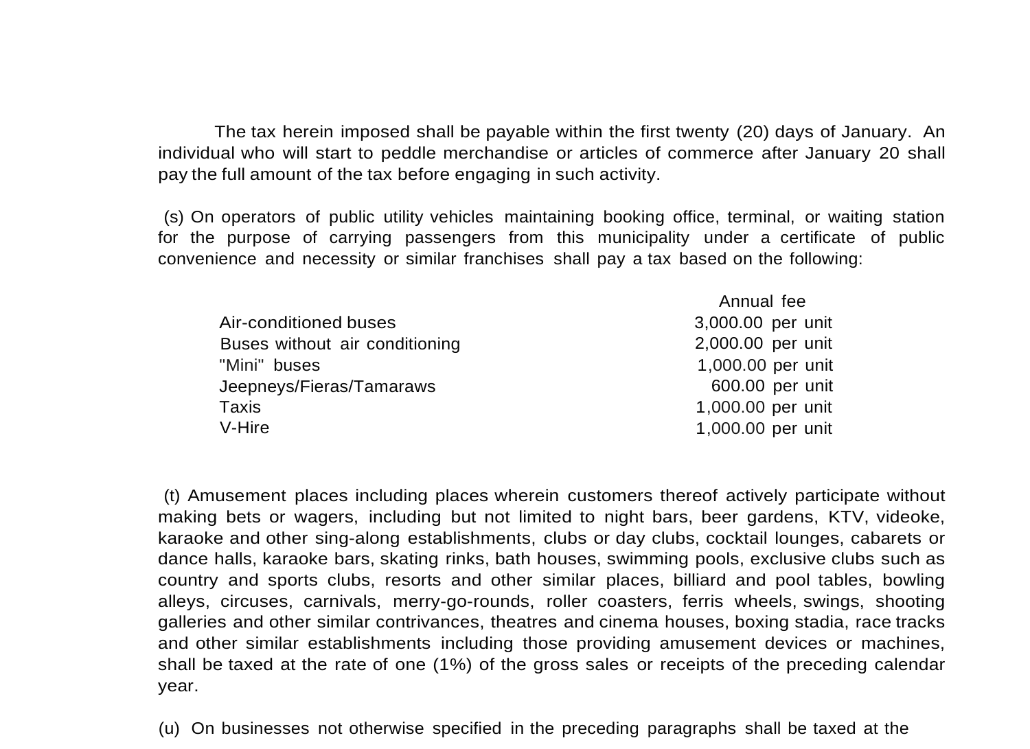The tax herein imposed shall be payable within the first twenty (20) days of January. An individual who will start to peddle merchandise or articles of commerce after January 20 shall pay the full amount of the tax before engaging in such activity.

(s) On operators of public utility vehicles maintaining booking office, terminal, or waiting station for the purpose of carrying passengers from this municipality under a certificate of public convenience and necessity or similar franchises shall pay a tax based on the following:

| | Annual fee |
|---|---|
| Air-conditioned buses | 3,000.00 per unit |
| Buses without air conditioning | 2,000.00 per unit |
| "Mini" buses | 1,000.00 per unit |
| Jeepneys/Fieras/Tamaraws | 600.00 per unit |
| Taxis | 1,000.00 per unit |
| V-Hire | 1,000.00 per unit |

(t) Amusement places including places wherein customers thereof actively participate without making bets or wagers, including but not limited to night bars, beer gardens, KTV, videoke, karaoke and other sing-along establishments, clubs or day clubs, cocktail lounges, cabarets or dance halls, karaoke bars, skating rinks, bath houses, swimming pools, exclusive clubs such as country and sports clubs, resorts and other similar places, billiard and pool tables, bowling alleys, circuses, carnivals, merry-go-rounds, roller coasters, ferris wheels, swings, shooting galleries and other similar contrivances, theatres and cinema houses, boxing stadia, race tracks and other similar establishments including those providing amusement devices or machines, shall be taxed at the rate of one (1%) of the gross sales or receipts of the preceding calendar year.

(u) On businesses not otherwise specified in the preceding paragraphs shall be taxed at the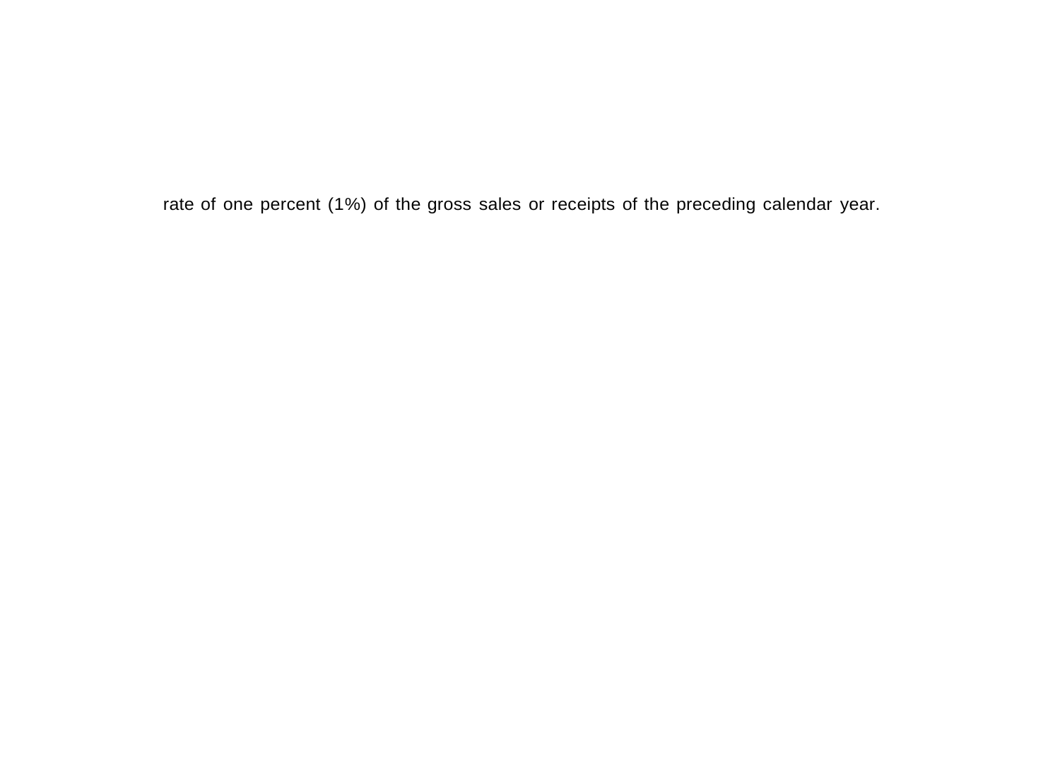rate of one percent (1%) of the gross sales or receipts of the preceding calendar year.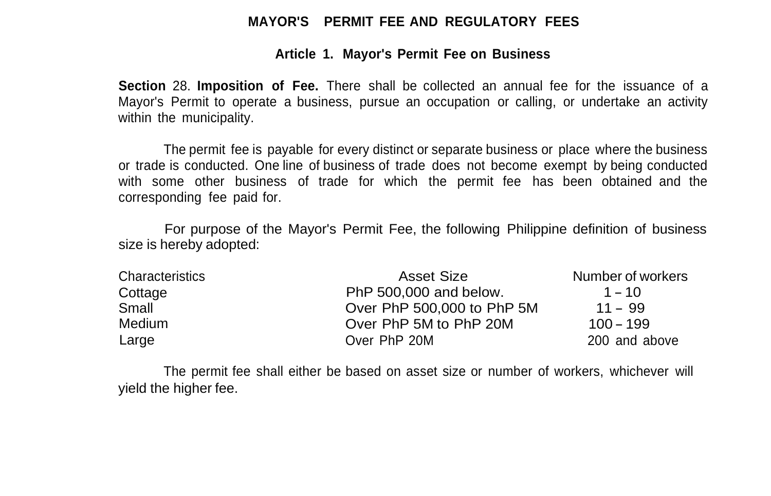## MAYOR'S PERMIT FEE AND REGULATORY FEES

### Article 1. Mayor's Permit Fee on Business

**Section** 28. **Imposition of Fee.** There shall be collected an annual fee for the issuance of a Mayor's Permit to operate a business, pursue an occupation or calling, or undertake an activity within the municipality.

The permit fee is payable for every distinct or separate business or place where the business or trade is conducted. One line of business of trade does not become exempt by being conducted with some other business of trade for which the permit fee has been obtained and the corresponding fee paid for.

For purpose of the Mayor's Permit Fee, the following Philippine definition of business size is hereby adopted:

| Characteristics | Asset Size | Number of workers |
| --- | --- | --- |
| Cottage | PhP 500,000 and below. | 1 – 10 |
| Small | Over PhP 500,000 to PhP 5M | 11 – 99 |
| Medium | Over PhP 5M to PhP 20M | 100 – 199 |
| Large | Over PhP 20M | 200 and above |

The permit fee shall either be based on asset size or number of workers, whichever will yield the higher fee.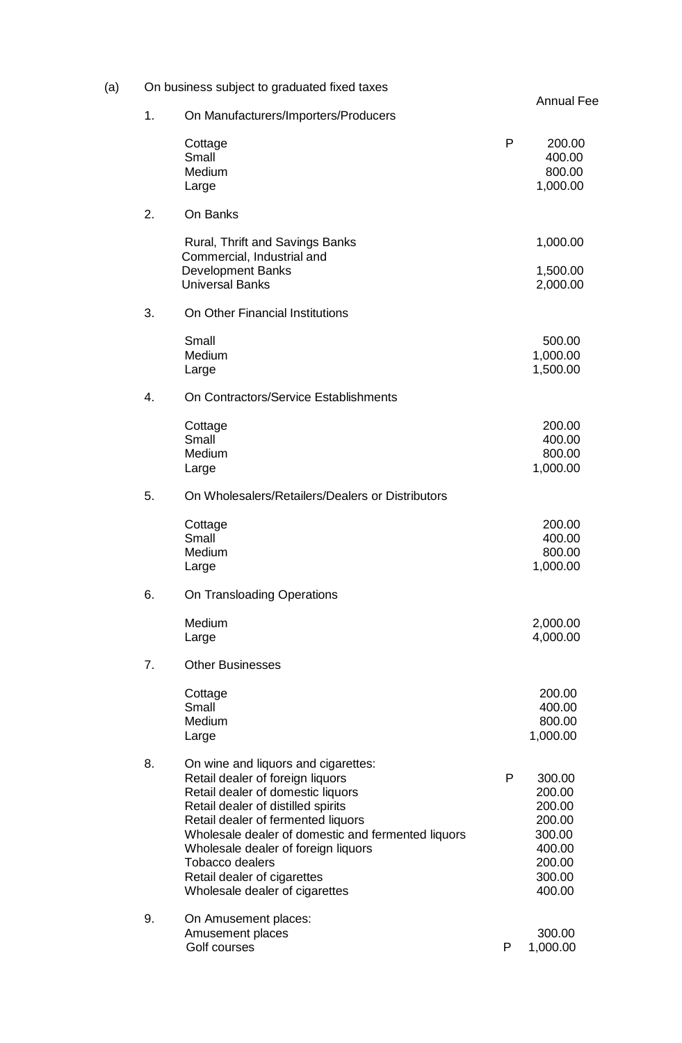(a) On business subject to graduated fixed taxes

| | | Annual Fee |
|---|---|---|
| 1. | **On Manufacturers/Importers/Producers** | |
| | Cottage | P 200.00 |
| | Small | 400.00 |
| | Medium | 800.00 |
| | Large | 1,000.00 |
| 2. | **On Banks** | |
| | Rural, Thrift and Savings Banks | 1,000.00 |
| | Commercial, Industrial and Development Banks | 1,500.00 |
| | Universal Banks | 2,000.00 |
| 3. | **On Other Financial Institutions** | |
| | Small | 500.00 |
| | Medium | 1,000.00 |
| | Large | 1,500.00 |
| 4. | **On Contractors/Service Establishments** | |
| | Cottage | 200.00 |
| | Small | 400.00 |
| | Medium | 800.00 |
| | Large | 1,000.00 |
| 5. | **On Wholesalers/Retailers/Dealers or Distributors** | |
| | Cottage | 200.00 |
| | Small | 400.00 |
| | Medium | 800.00 |
| | Large | 1,000.00 |
| 6. | **On Transloading Operations** | |
| | Medium | 2,000.00 |
| | Large | 4,000.00 |
| 7. | **Other Businesses** | |
| | Cottage | 200.00 |
| | Small | 400.00 |
| | Medium | 800.00 |
| | Large | 1,000.00 |
| 8. | **On wine and liquors and cigarettes:** | |
| | Retail dealer of foreign liquors | P 300.00 |
| | Retail dealer of domestic liquors | 200.00 |
| | Retail dealer of distilled spirits | 200.00 |
| | Retail dealer of fermented liquors | 200.00 |
| | Wholesale dealer of domestic and fermented liquors | 300.00 |
| | Wholesale dealer of foreign liquors | 400.00 |
| | Tobacco dealers | 200.00 |
| | Retail dealer of cigarettes | 300.00 |
| | Wholesale dealer of cigarettes | 400.00 |
| 9. | **On Amusement places:** | |
| | Amusement places | 300.00 |
| | Golf courses | P 1,000.00 |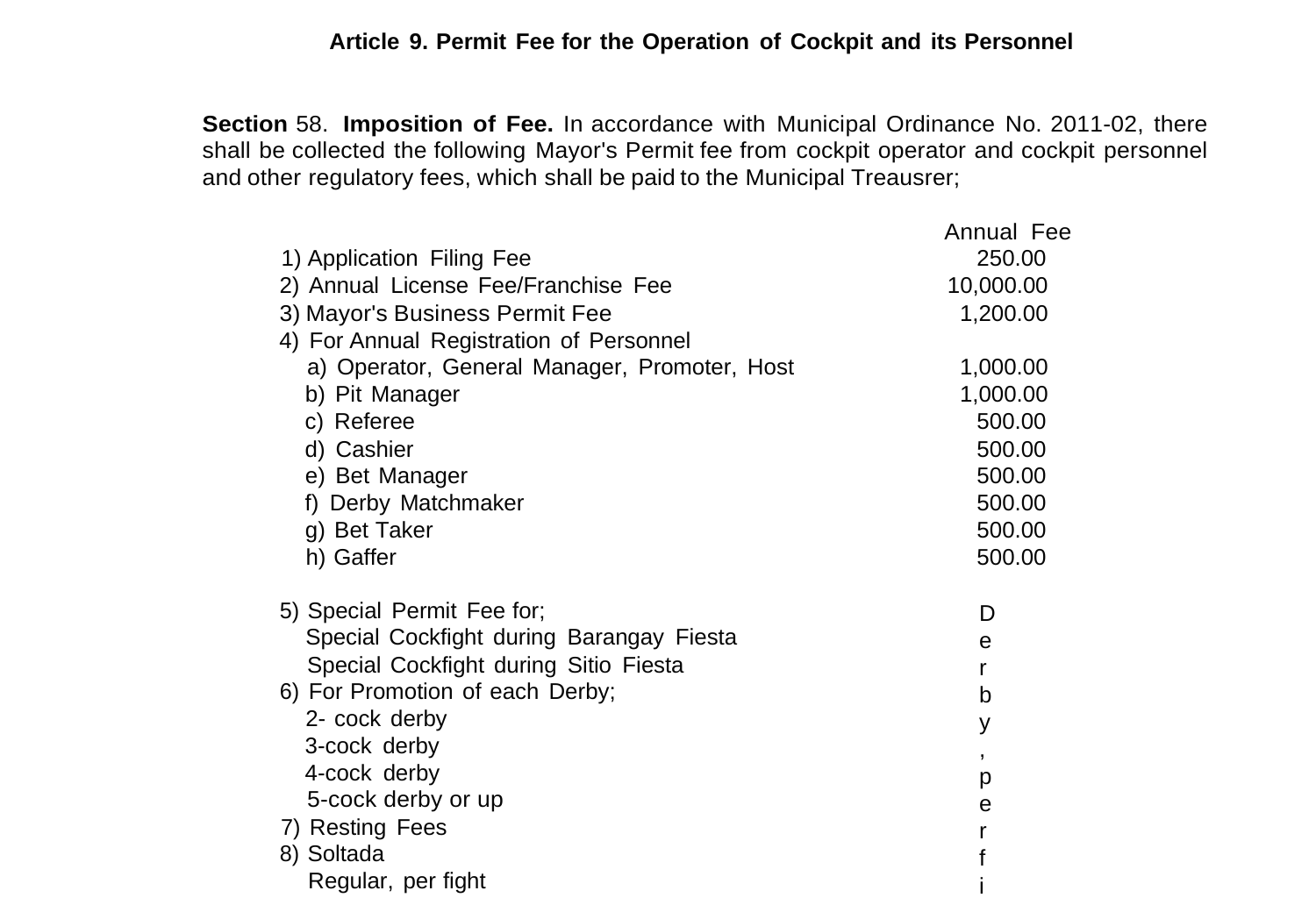**Article 9. Permit Fee for the Operation of Cockpit and its Personnel**

**Section** 58. **Imposition of Fee.** In accordance with Municipal Ordinance No. 2011-02, there shall be collected the following Mayor's Permit fee from cockpit operator and cockpit personnel and other regulatory fees, which shall be paid to the Municipal Treausrer;

| | Annual Fee |
|---|---|
| 1) Application Filing Fee | 250.00 |
| 2) Annual License Fee/Franchise Fee | 10,000.00 |
| 3) Mayor's Business Permit Fee | 1,200.00 |
| 4) For Annual Registration of Personnel | |
| a) Operator, General Manager, Promoter, Host | 1,000.00 |
| b) Pit Manager | 1,000.00 |
| c) Referee | 500.00 |
| d) Cashier | 500.00 |
| e) Bet Manager | 500.00 |
| f) Derby Matchmaker | 500.00 |
| g) Bet Taker | 500.00 |
| h) Gaffer | 500.00 |
| 5) Special Permit Fee for; | D |
| Special Cockfight during Barangay Fiesta | e |
| Special Cockfight during Sitio Fiesta | r |
| 6) For Promotion of each Derby; | b |
| 2- cock derby | y |
| 3-cock derby | , |
| 4-cock derby | p |
| 5-cock derby or up | e |
| 7) Resting Fees | r |
| 8) Soltada | f |
| Regular, per fight | i |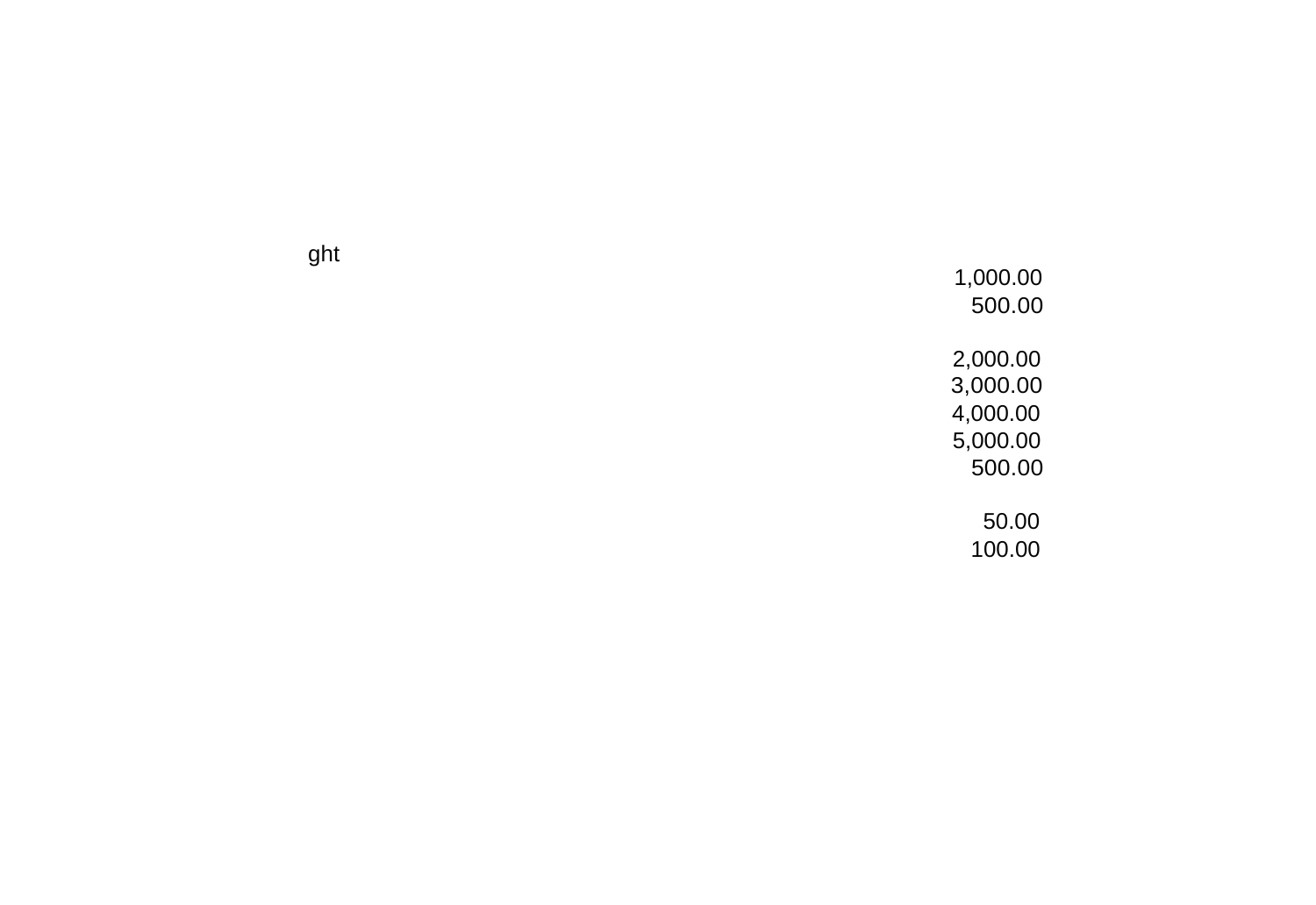ght

1,000.00
500.00

2,000.00
3,000.00
4,000.00
5,000.00
500.00

50.00
100.00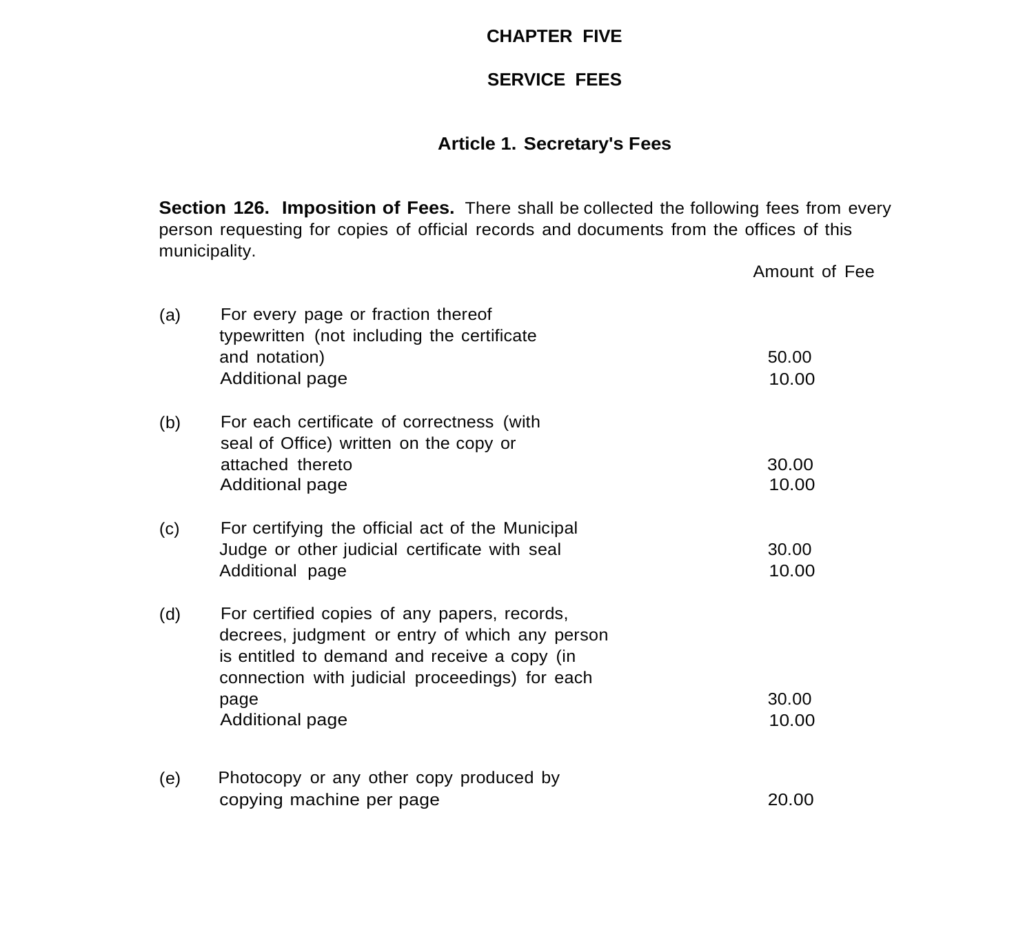# CHAPTER FIVE

# SERVICE FEES

## Article 1. Secretary's Fees

**Section 126. Imposition of Fees.** There shall be collected the following fees from every person requesting for copies of official records and documents from the offices of this municipality.

| | | Amount of Fee |
|---|---|---|
| (a) | For every page or fraction thereof typewritten (not including the certificate and notation) | 50.00 |
| | Additional page | 10.00 |
| (b) | For each certificate of correctness (with seal of Office) written on the copy or attached thereto | 30.00 |
| | Additional page | 10.00 |
| (c) | For certifying the official act of the Municipal Judge or other judicial certificate with seal | 30.00 |
| | Additional page | 10.00 |
| (d) | For certified copies of any papers, records, decrees, judgment or entry of which any person is entitled to demand and receive a copy (in connection with judicial proceedings) for each page | 30.00 |
| | Additional page | 10.00 |
| (e) | Photocopy or any other copy produced by copying machine per page | 20.00 |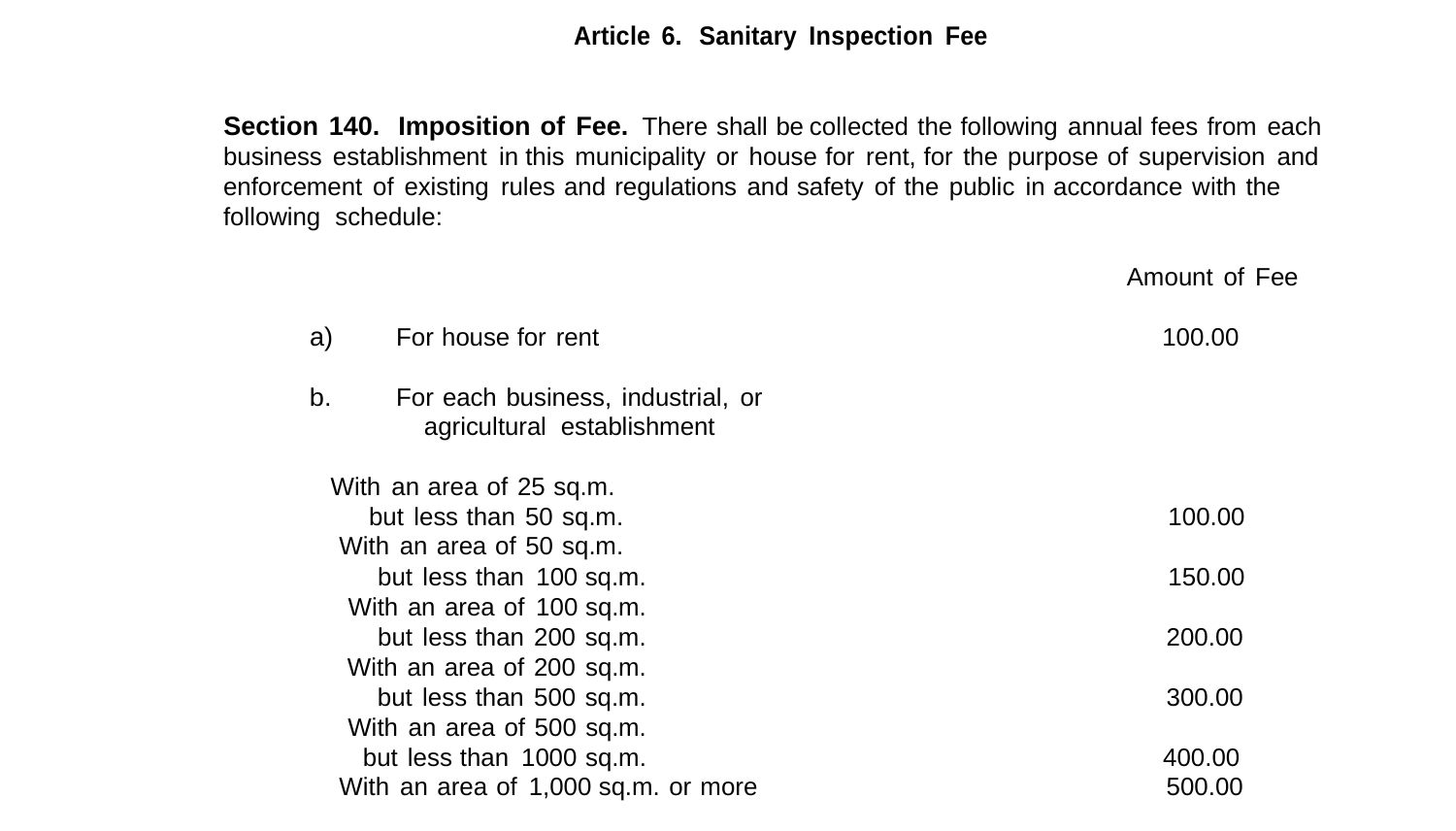## Article 6. Sanitary Inspection Fee

**Section 140. Imposition of Fee.** There shall be collected the following annual fees from each business establishment in this municipality or house for rent, for the purpose of supervision and enforcement of existing rules and regulations and safety of the public in accordance with the following schedule:

| | Amount of Fee |
|---|---|
| a) For house for rent | 100.00 |
| b. For each business, industrial, or agricultural establishment | |
| With an area of 25 sq.m. but less than 50 sq.m. | 100.00 |
| With an area of 50 sq.m. but less than 100 sq.m. | 150.00 |
| With an area of 100 sq.m. but less than 200 sq.m. | 200.00 |
| With an area of 200 sq.m. but less than 500 sq.m. | 300.00 |
| With an area of 500 sq.m. but less than 1000 sq.m. | 400.00 |
| With an area of 1,000 sq.m. or more | 500.00 |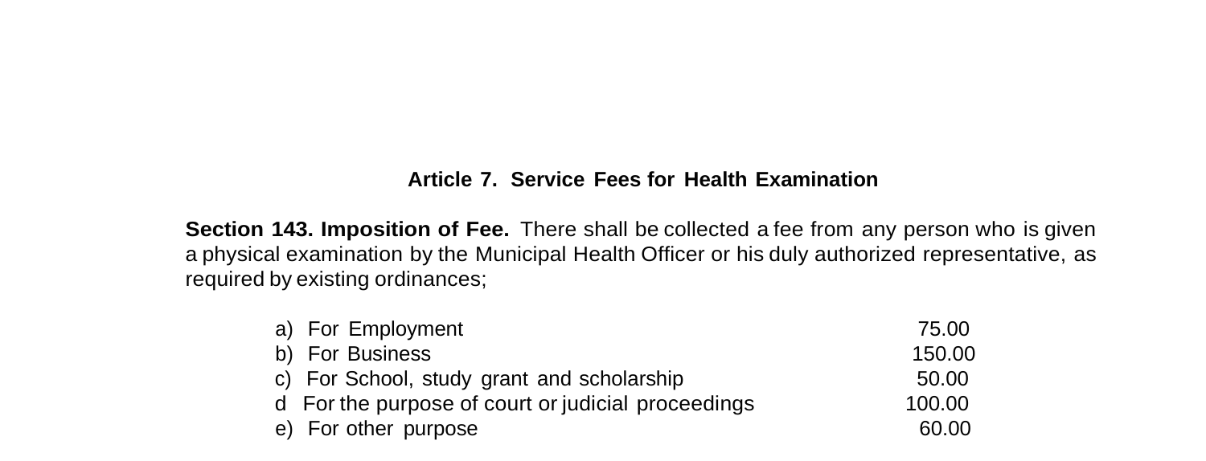## Article 7. Service Fees for Health Examination

**Section 143. Imposition of Fee.** There shall be collected a fee from any person who is given a physical examination by the Municipal Health Officer or his duly authorized representative, as required by existing ordinances;

| | |
|---|---|
| a) For Employment | 75.00 |
| b) For Business | 150.00 |
| c) For School, study grant and scholarship | 50.00 |
| d For the purpose of court or judicial proceedings | 100.00 |
| e) For other purpose | 60.00 |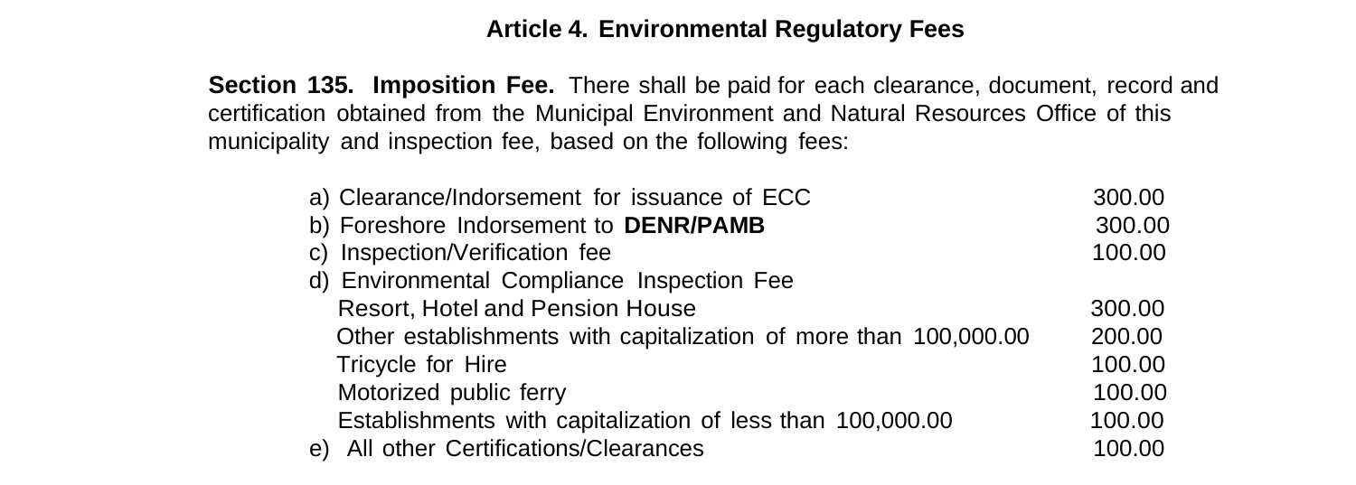## Article 4. Environmental Regulatory Fees

**Section 135. Imposition Fee.** There shall be paid for each clearance, document, record and certification obtained from the Municipal Environment and Natural Resources Office of this municipality and inspection fee, based on the following fees:

| | |
|---|---|
| a) Clearance/Indorsement for issuance of ECC | 300.00 |
| b) Foreshore Indorsement to **DENR/PAMB** | 300.00 |
| c) Inspection/Verification fee | 100.00 |
| d) Environmental Compliance Inspection Fee | |
| Resort, Hotel and Pension House | 300.00 |
| Other establishments with capitalization of more than 100,000.00 | 200.00 |
| Tricycle for Hire | 100.00 |
| Motorized public ferry | 100.00 |
| Establishments with capitalization of less than 100,000.00 | 100.00 |
| e) All other Certifications/Clearances | 100.00 |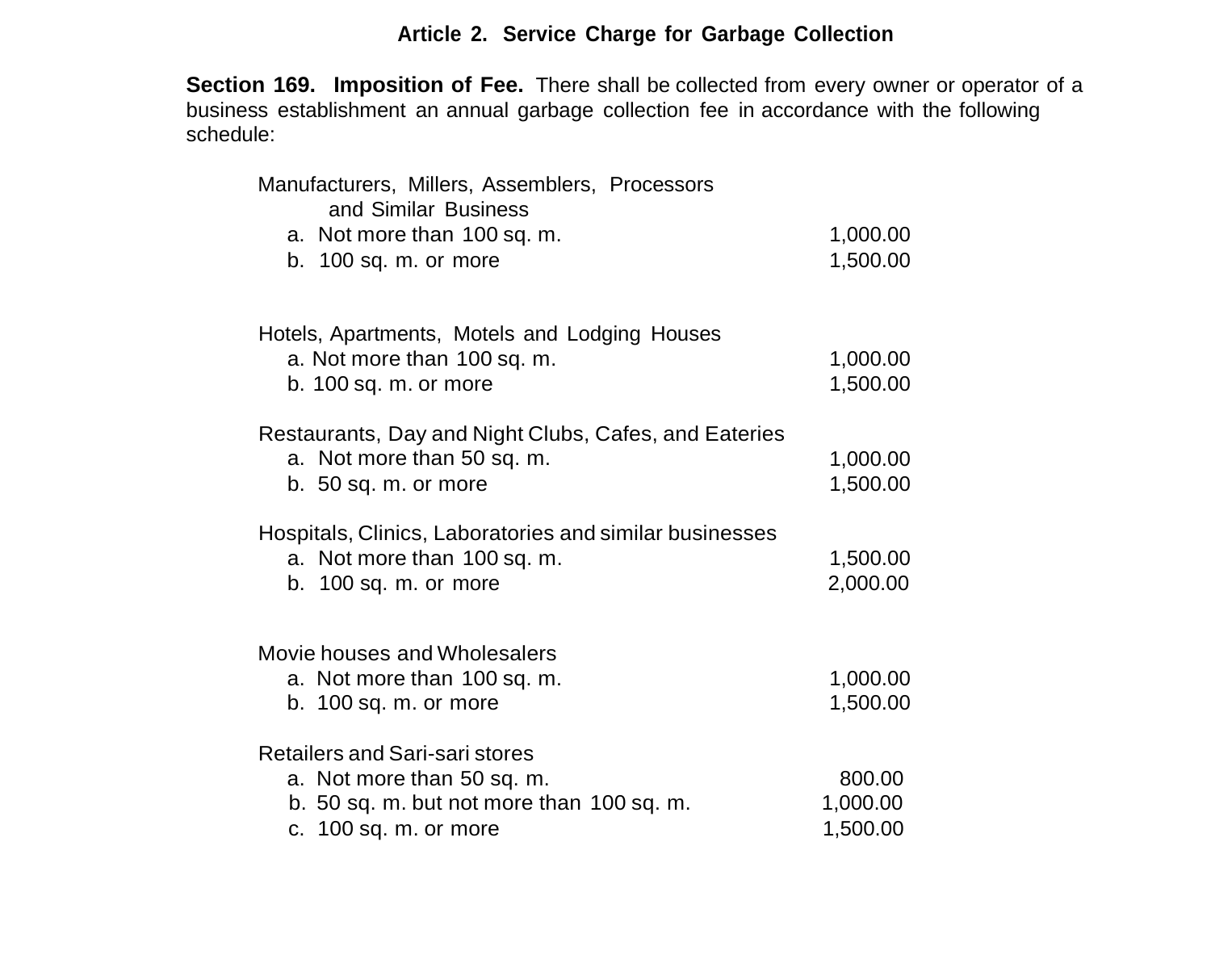## Article 2. Service Charge for Garbage Collection

**Section 169. Imposition of Fee.** There shall be collected from every owner or operator of a business establishment an annual garbage collection fee in accordance with the following schedule:

| | |
|---|---|
| Manufacturers, Millers, Assemblers, Processors and Similar Business | |
| a. Not more than 100 sq. m. | 1,000.00 |
| b. 100 sq. m. or more | 1,500.00 |
| Hotels, Apartments, Motels and Lodging Houses | |
| a. Not more than 100 sq. m. | 1,000.00 |
| b. 100 sq. m. or more | 1,500.00 |
| Restaurants, Day and Night Clubs, Cafes, and Eateries | |
| a. Not more than 50 sq. m. | 1,000.00 |
| b. 50 sq. m. or more | 1,500.00 |
| Hospitals, Clinics, Laboratories and similar businesses | |
| a. Not more than 100 sq. m. | 1,500.00 |
| b. 100 sq. m. or more | 2,000.00 |
| Movie houses and Wholesalers | |
| a. Not more than 100 sq. m. | 1,000.00 |
| b. 100 sq. m. or more | 1,500.00 |
| Retailers and Sari-sari stores | |
| a. Not more than 50 sq. m. | 800.00 |
| b. 50 sq. m. but not more than 100 sq. m. | 1,000.00 |
| c. 100 sq. m. or more | 1,500.00 |